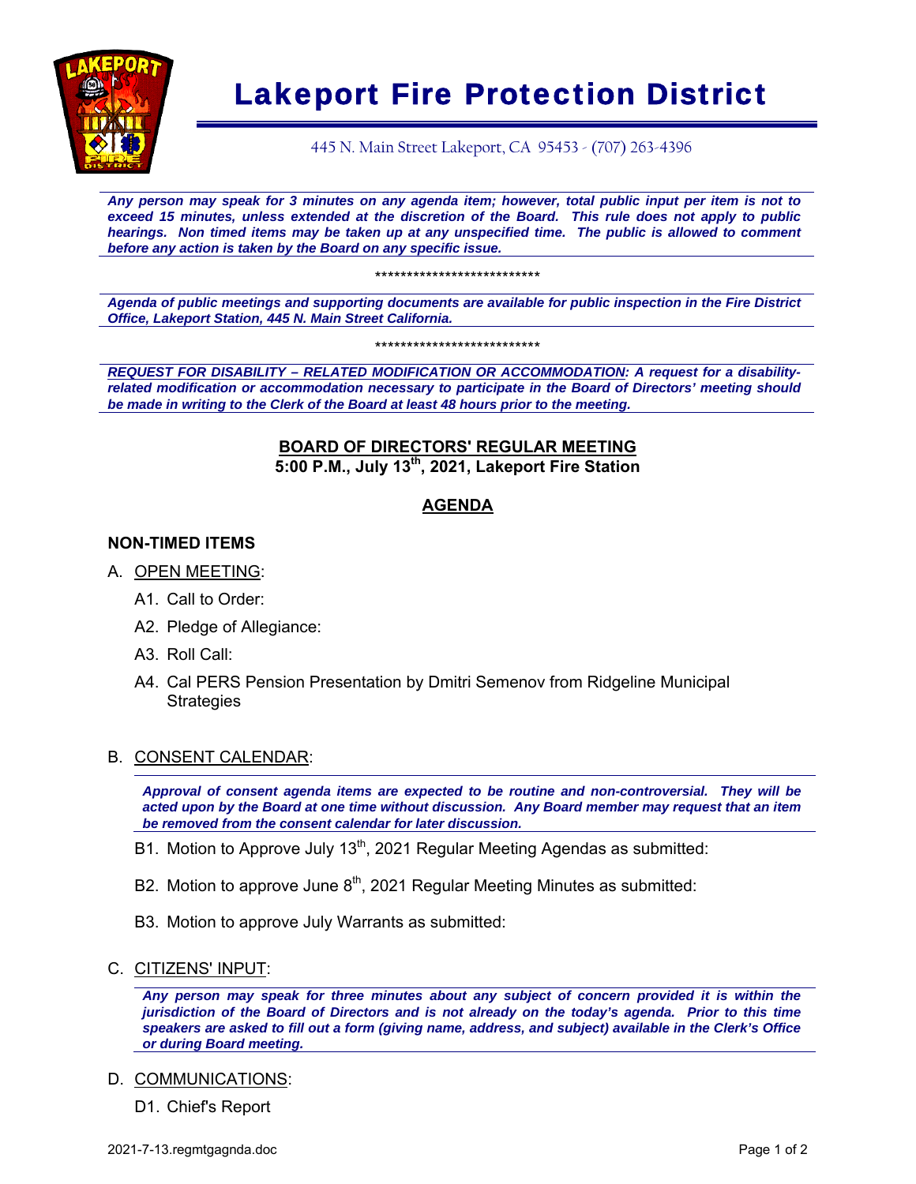# Lakeport Fire Protection District

445 N. Main Street Lakeport, CA 95453 - (707) 263-4396

***Any person may speak for 3 minutes on any agenda item; however, total public input per item is not to exceed 15 minutes, unless extended at the discretion of the Board. This rule does not apply to public hearings. Non timed items may be taken up at any unspecified time. The public is allowed to comment before any action is taken by the Board on any specific issue.***

**************************

***Agenda of public meetings and supporting documents are available for public inspection in the Fire District Office, Lakeport Station, 445 N. Main Street California.***

**************************

***<u>REQUEST FOR DISABILITY – RELATED MODIFICATION OR ACCOMMODATION:</u> A request for a disability-related modification or accommodation necessary to participate in the Board of Directors' meeting should be made in writing to the Clerk of the Board at least 48 hours prior to the meeting.***

## BOARD OF DIRECTORS' REGULAR MEETING

**5:00 P.M., July 13th, 2021, Lakeport Fire Station**

## AGENDA

### NON-TIMED ITEMS

A. <u>OPEN MEETING</u>:

- A1. Call to Order:
- A2. Pledge of Allegiance:
- A3. Roll Call:
- A4. Cal PERS Pension Presentation by Dmitri Semenov from Ridgeline Municipal Strategies

B. <u>CONSENT CALENDAR</u>:

***Approval of consent agenda items are expected to be routine and non-controversial. They will be acted upon by the Board at one time without discussion. Any Board member may request that an item be removed from the consent calendar for later discussion.***

- B1. Motion to Approve July 13th, 2021 Regular Meeting Agendas as submitted:
- B2. Motion to approve June 8th, 2021 Regular Meeting Minutes as submitted:
- B3. Motion to approve July Warrants as submitted:

C. <u>CITIZENS' INPUT</u>:

***Any person may speak for three minutes about any subject of concern provided it is within the jurisdiction of the Board of Directors and is not already on the today's agenda. Prior to this time speakers are asked to fill out a form (giving name, address, and subject) available in the Clerk's Office or during Board meeting.***

D. <u>COMMUNICATIONS</u>:

- D1. Chief's Report

2021-7-13.regmtgagnda.doc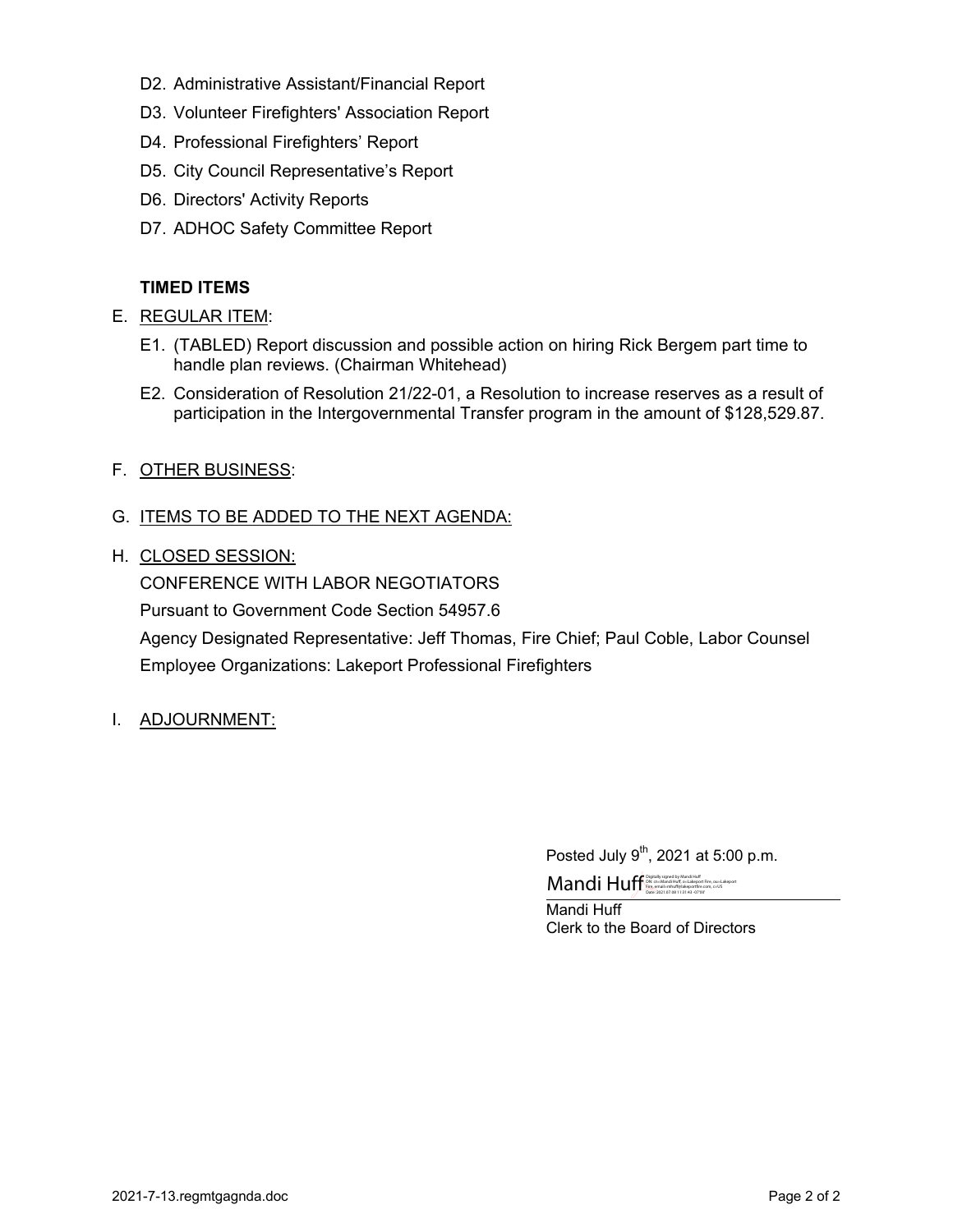D2. Administrative Assistant/Financial Report

D3. Volunteer Firefighters' Association Report

D4. Professional Firefighters' Report

D5. City Council Representative's Report

D6. Directors' Activity Reports

D7. ADHOC Safety Committee Report

**TIMED ITEMS**

E. REGULAR ITEM:

E1. (TABLED) Report discussion and possible action on hiring Rick Bergem part time to handle plan reviews. (Chairman Whitehead)

E2. Consideration of Resolution 21/22-01, a Resolution to increase reserves as a result of participation in the Intergovernmental Transfer program in the amount of $128,529.87.

F. OTHER BUSINESS:

G. ITEMS TO BE ADDED TO THE NEXT AGENDA:

H. CLOSED SESSION:

CONFERENCE WITH LABOR NEGOTIATORS

Pursuant to Government Code Section 54957.6

Agency Designated Representative: Jeff Thomas, Fire Chief; Paul Coble, Labor Counsel

Employee Organizations: Lakeport Professional Firefighters

I. ADJOURNMENT:

Posted July 9th, 2021 at 5:00 p.m.

Mandi Huff

Mandi Huff
Clerk to the Board of Directors